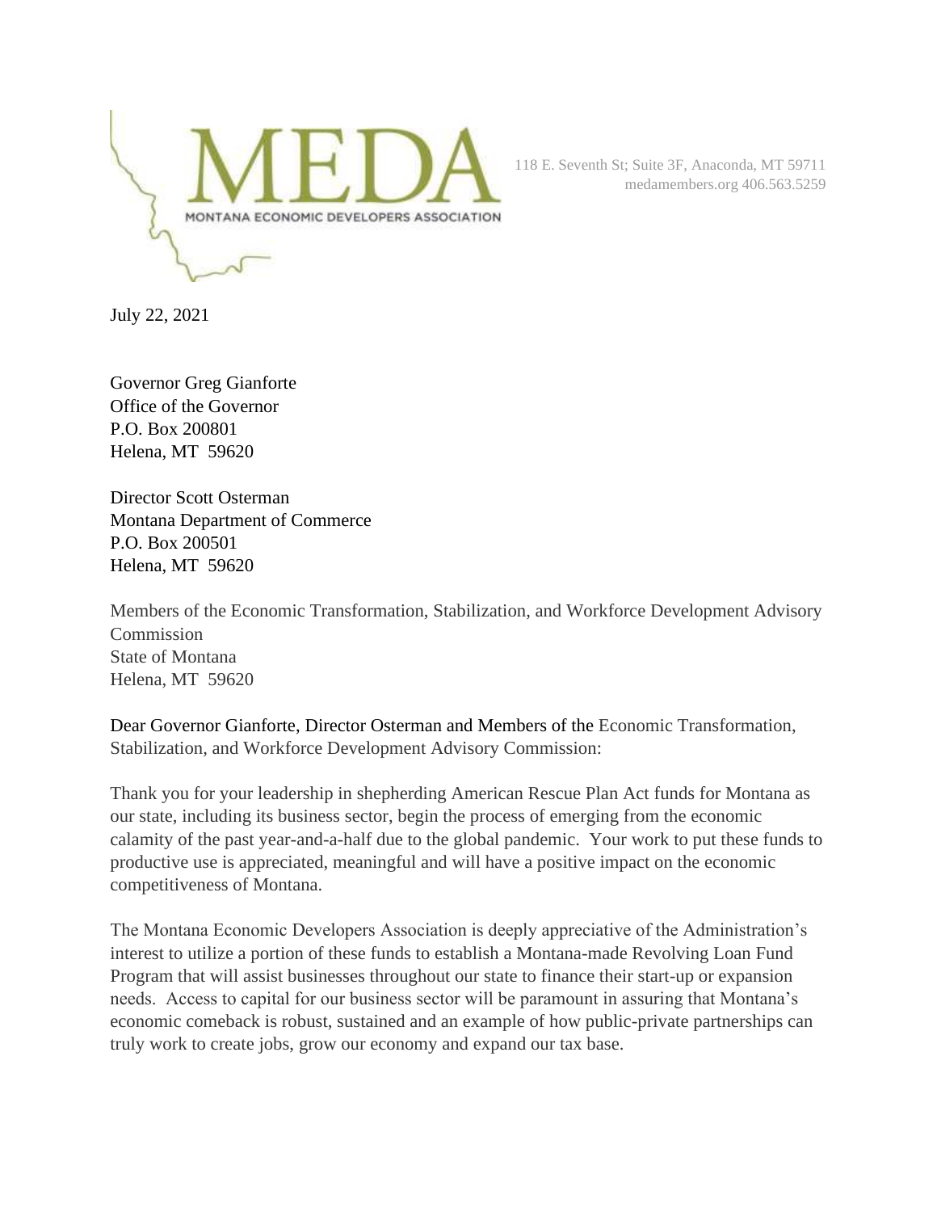# MEDA

MONTANA ECONOMIC DEVELOPERS ASSOCIATION

118 E. Seventh St; Suite 3F, Anaconda, MT 59711
medamembers.org 406.563.5259

July 22, 2021

Governor Greg Gianforte
Office of the Governor
P.O. Box 200801
Helena, MT 59620

Director Scott Osterman
Montana Department of Commerce
P.O. Box 200501
Helena, MT 59620

Members of the Economic Transformation, Stabilization, and Workforce Development Advisory Commission
State of Montana
Helena, MT 59620

Dear Governor Gianforte, Director Osterman and Members of the Economic Transformation, Stabilization, and Workforce Development Advisory Commission:

Thank you for your leadership in shepherding American Rescue Plan Act funds for Montana as our state, including its business sector, begin the process of emerging from the economic calamity of the past year-and-a-half due to the global pandemic. Your work to put these funds to productive use is appreciated, meaningful and will have a positive impact on the economic competitiveness of Montana.

The Montana Economic Developers Association is deeply appreciative of the Administration's interest to utilize a portion of these funds to establish a Montana-made Revolving Loan Fund Program that will assist businesses throughout our state to finance their start-up or expansion needs. Access to capital for our business sector will be paramount in assuring that Montana's economic comeback is robust, sustained and an example of how public-private partnerships can truly work to create jobs, grow our economy and expand our tax base.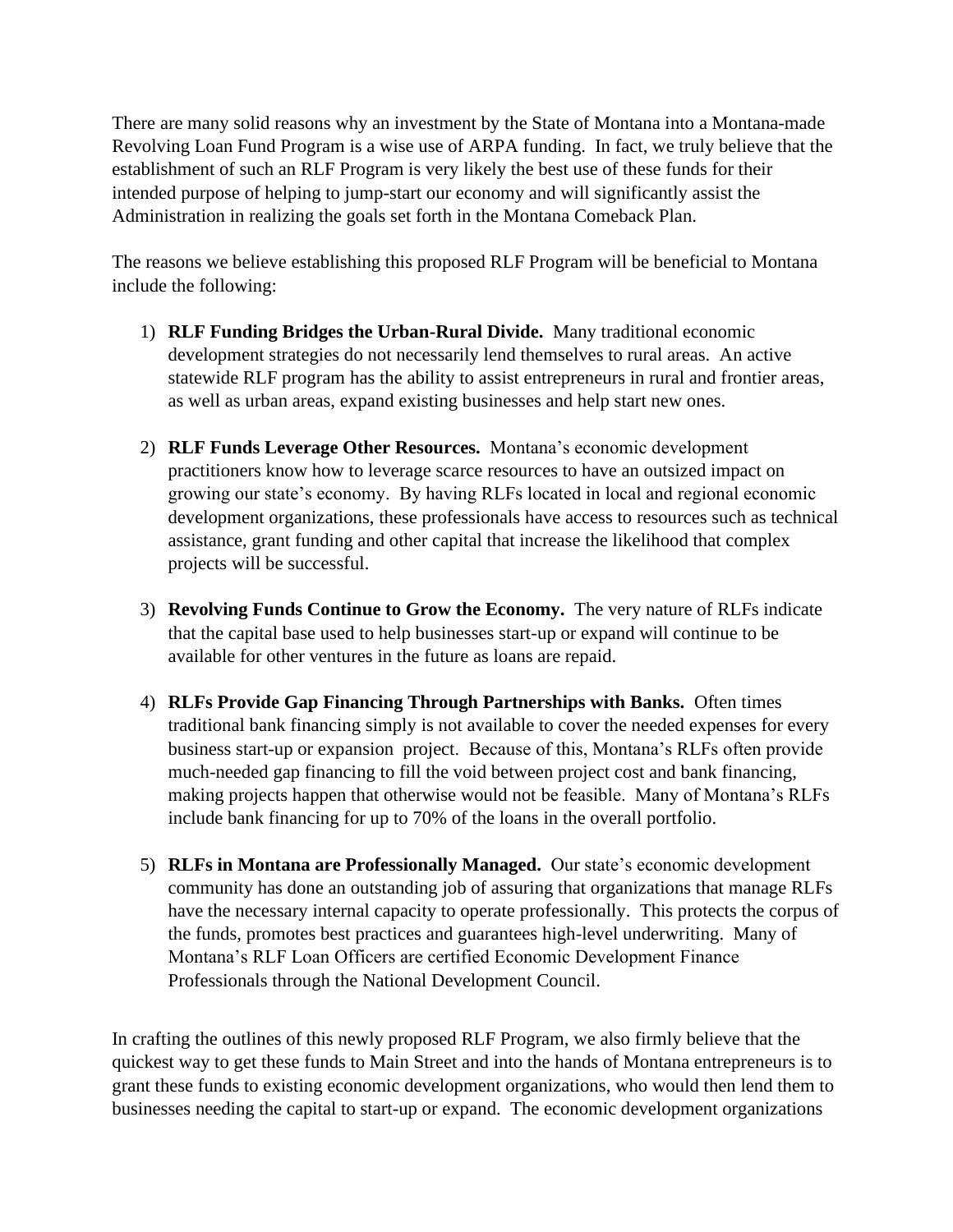There are many solid reasons why an investment by the State of Montana into a Montana-made Revolving Loan Fund Program is a wise use of ARPA funding. In fact, we truly believe that the establishment of such an RLF Program is very likely the best use of these funds for their intended purpose of helping to jump-start our economy and will significantly assist the Administration in realizing the goals set forth in the Montana Comeback Plan.

The reasons we believe establishing this proposed RLF Program will be beneficial to Montana include the following:

1) **RLF Funding Bridges the Urban-Rural Divide.** Many traditional economic development strategies do not necessarily lend themselves to rural areas. An active statewide RLF program has the ability to assist entrepreneurs in rural and frontier areas, as well as urban areas, expand existing businesses and help start new ones.

2) **RLF Funds Leverage Other Resources.** Montana's economic development practitioners know how to leverage scarce resources to have an outsized impact on growing our state's economy. By having RLFs located in local and regional economic development organizations, these professionals have access to resources such as technical assistance, grant funding and other capital that increase the likelihood that complex projects will be successful.

3) **Revolving Funds Continue to Grow the Economy.** The very nature of RLFs indicate that the capital base used to help businesses start-up or expand will continue to be available for other ventures in the future as loans are repaid.

4) **RLFs Provide Gap Financing Through Partnerships with Banks.** Often times traditional bank financing simply is not available to cover the needed expenses for every business start-up or expansion project. Because of this, Montana's RLFs often provide much-needed gap financing to fill the void between project cost and bank financing, making projects happen that otherwise would not be feasible. Many of Montana's RLFs include bank financing for up to 70% of the loans in the overall portfolio.

5) **RLFs in Montana are Professionally Managed.** Our state's economic development community has done an outstanding job of assuring that organizations that manage RLFs have the necessary internal capacity to operate professionally. This protects the corpus of the funds, promotes best practices and guarantees high-level underwriting. Many of Montana's RLF Loan Officers are certified Economic Development Finance Professionals through the National Development Council.

In crafting the outlines of this newly proposed RLF Program, we also firmly believe that the quickest way to get these funds to Main Street and into the hands of Montana entrepreneurs is to grant these funds to existing economic development organizations, who would then lend them to businesses needing the capital to start-up or expand. The economic development organizations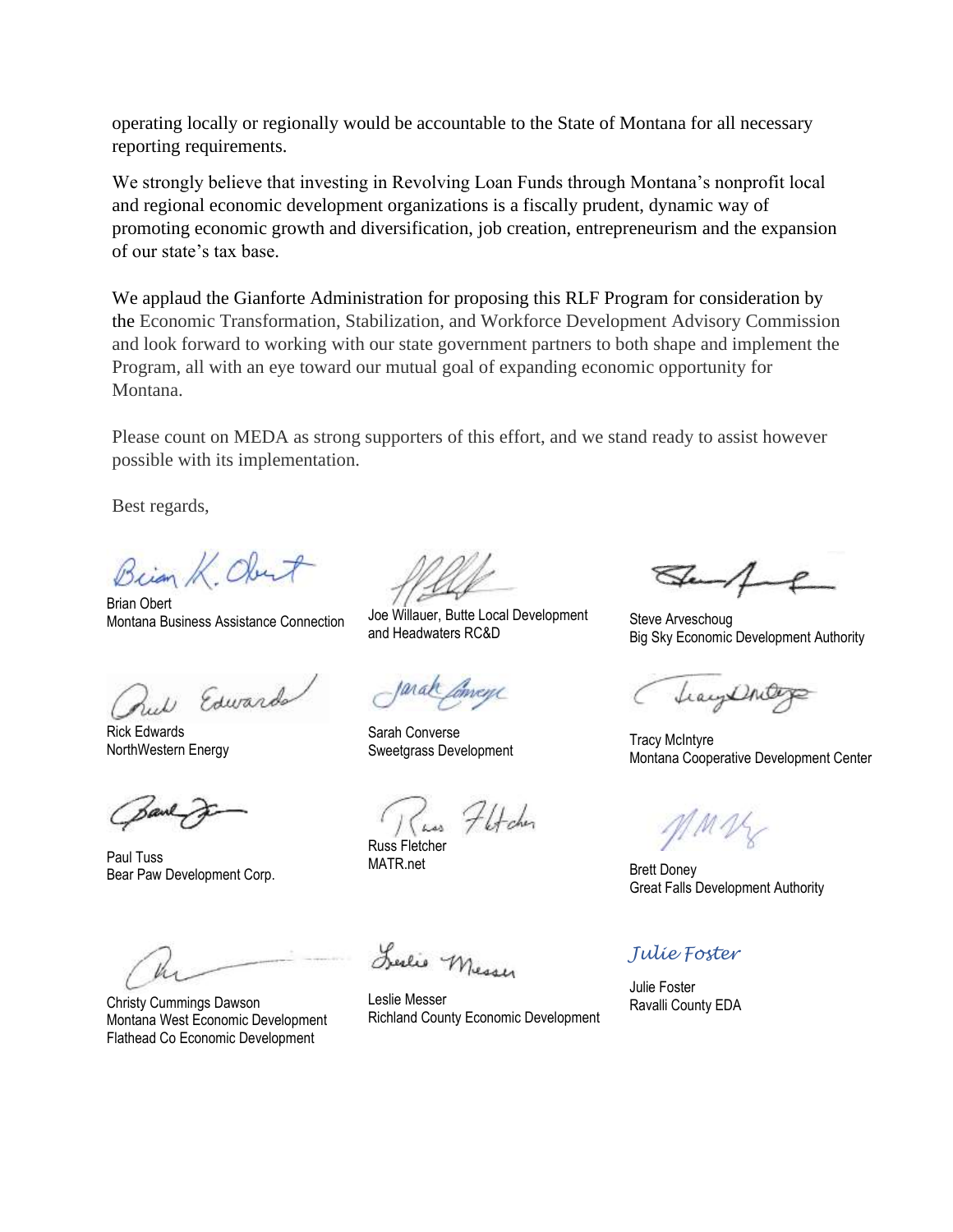operating locally or regionally would be accountable to the State of Montana for all necessary reporting requirements.

We strongly believe that investing in Revolving Loan Funds through Montana's nonprofit local and regional economic development organizations is a fiscally prudent, dynamic way of promoting economic growth and diversification, job creation, entrepreneurism and the expansion of our state's tax base.

We applaud the Gianforte Administration for proposing this RLF Program for consideration by the Economic Transformation, Stabilization, and Workforce Development Advisory Commission and look forward to working with our state government partners to both shape and implement the Program, all with an eye toward our mutual goal of expanding economic opportunity for Montana.

Please count on MEDA as strong supporters of this effort, and we stand ready to assist however possible with its implementation.

Best regards,

Brian Obert
Montana Business Assistance Connection

Joe Willauer, Butte Local Development and Headwaters RC&D

Steve Arveschoug
Big Sky Economic Development Authority

Rick Edwards
NorthWestern Energy

Sarah Converse
Sweetgrass Development

Tracy McIntyre
Montana Cooperative Development Center

Paul Tuss
Bear Paw Development Corp.

Russ Fletcher
MATR.net

Brett Doney
Great Falls Development Authority

Christy Cummings Dawson
Montana West Economic Development
Flathead Co Economic Development

Leslie Messer
Richland County Economic Development

*Julie Foster*

Julie Foster
Ravalli County EDA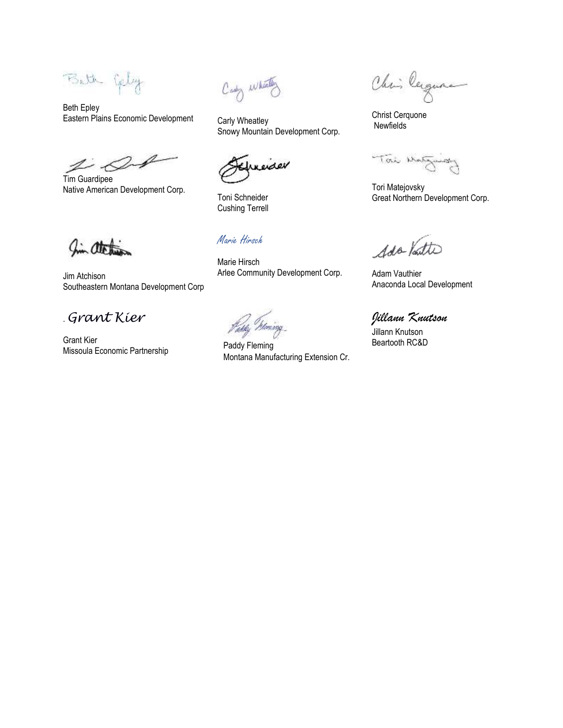Beth Epley
Eastern Plains Economic Development

Carly Wheatley
Snowy Mountain Development Corp.

Christ Cerquone
Newfields

Tim Guardipee
Native American Development Corp.

Toni Schneider
Cushing Terrell

Tori Matejovsky
Great Northern Development Corp.

Jim Atchison
Southeastern Montana Development Corp

*Marie Hirsch*

Marie Hirsch
Arlee Community Development Corp.

Adam Vauthier
Anaconda Local Development

. *Grant Kier*

Grant Kier
Missoula Economic Partnership

Paddy Fleming
Montana Manufacturing Extension Cr.

*Jillann Knutson*

Jillann Knutson
Beartooth RC&D